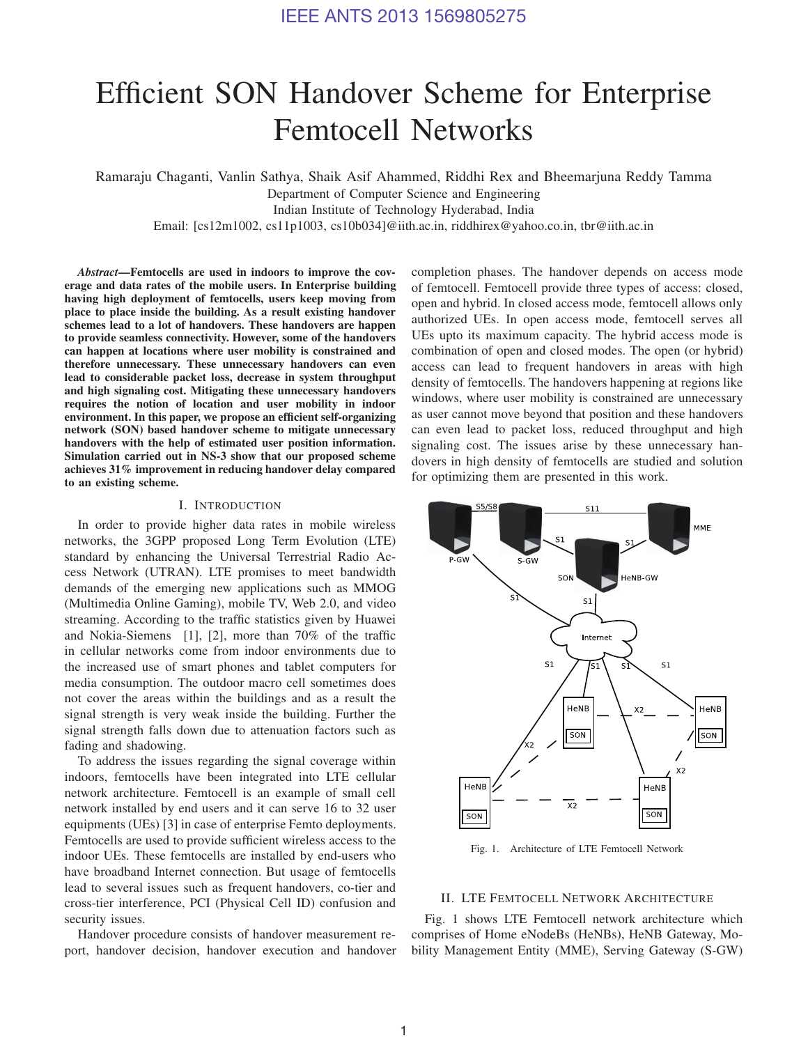# Efficient SON Handover Scheme for Enterprise Femtocell Networks

Ramaraju Chaganti, Vanlin Sathya, Shaik Asif Ahammed, Riddhi Rex and Bheemarjuna Reddy Tamma
Department of Computer Science and Engineering
Indian Institute of Technology Hyderabad, India
Email: [cs12m1002, cs11p1003, cs10b034]@iith.ac.in, riddhirex@yahoo.co.in, tbr@iith.ac.in

***Abstract*—Femtocells are used in indoors to improve the coverage and data rates of the mobile users. In Enterprise building having high deployment of femtocells, users keep moving from place to place inside the building. As a result existing handover schemes lead to a lot of handovers. These handovers are happen to provide seamless connectivity. However, some of the handovers can happen at locations where user mobility is constrained and therefore unnecessary. These unnecessary handovers can even lead to considerable packet loss, decrease in system throughput and high signaling cost. Mitigating these unnecessary handovers requires the notion of location and user mobility in indoor environment. In this paper, we propose an efficient self-organizing network (SON) based handover scheme to mitigate unnecessary handovers with the help of estimated user position information. Simulation carried out in NS-3 show that our proposed scheme achieves 31% improvement in reducing handover delay compared to an existing scheme.**

## I. Introduction

In order to provide higher data rates in mobile wireless networks, the 3GPP proposed Long Term Evolution (LTE) standard by enhancing the Universal Terrestrial Radio Access Network (UTRAN). LTE promises to meet bandwidth demands of the emerging new applications such as MMOG (Multimedia Online Gaming), mobile TV, Web 2.0, and video streaming. According to the traffic statistics given by Huawei and Nokia-Siemens [1], [2], more than 70% of the traffic in cellular networks come from indoor environments due to the increased use of smart phones and tablet computers for media consumption. The outdoor macro cell sometimes does not cover the areas within the buildings and as a result the signal strength is very weak inside the building. Further the signal strength falls down due to attenuation factors such as fading and shadowing.

To address the issues regarding the signal coverage within indoors, femtocells have been integrated into LTE cellular network architecture. Femtocell is an example of small cell network installed by end users and it can serve 16 to 32 user equipments (UEs) [3] in case of enterprise Femto deployments. Femtocells are used to provide sufficient wireless access to the indoor UEs. These femtocells are installed by end-users who have broadband Internet connection. But usage of femtocells lead to several issues such as frequent handovers, co-tier and cross-tier interference, PCI (Physical Cell ID) confusion and security issues.

Handover procedure consists of handover measurement report, handover decision, handover execution and handover completion phases. The handover depends on access mode of femtocell. Femtocell provide three types of access: closed, open and hybrid. In closed access mode, femtocell allows only authorized UEs. In open access mode, femtocell serves all UEs upto its maximum capacity. The hybrid access mode is combination of open and closed modes. The open (or hybrid) access can lead to frequent handovers in areas with high density of femtocells. The handovers happening at regions like windows, where user mobility is constrained are unnecessary as user cannot move beyond that position and these handovers can even lead to packet loss, reduced throughput and high signaling cost. The issues arise by these unnecessary handovers in high density of femtocells are studied and solution for optimizing them are presented in this work.

P-GW
S5/S8
S-GW
S11
MME
S1
S1
SON
HeNB-GW
S1
S1
Internet
S1
S1
S1
S1
HeNB
SON
X2
HeNB
SON
X2
X2
HeNB
SON
X2
HeNB
SON

Fig. 1. Architecture of LTE Femtocell Network

## II. LTE Femtocell Network Architecture

Fig. 1 shows LTE Femtocell network architecture which comprises of Home eNodeBs (HeNBs), HeNB Gateway, Mobility Management Entity (MME), Serving Gateway (S-GW)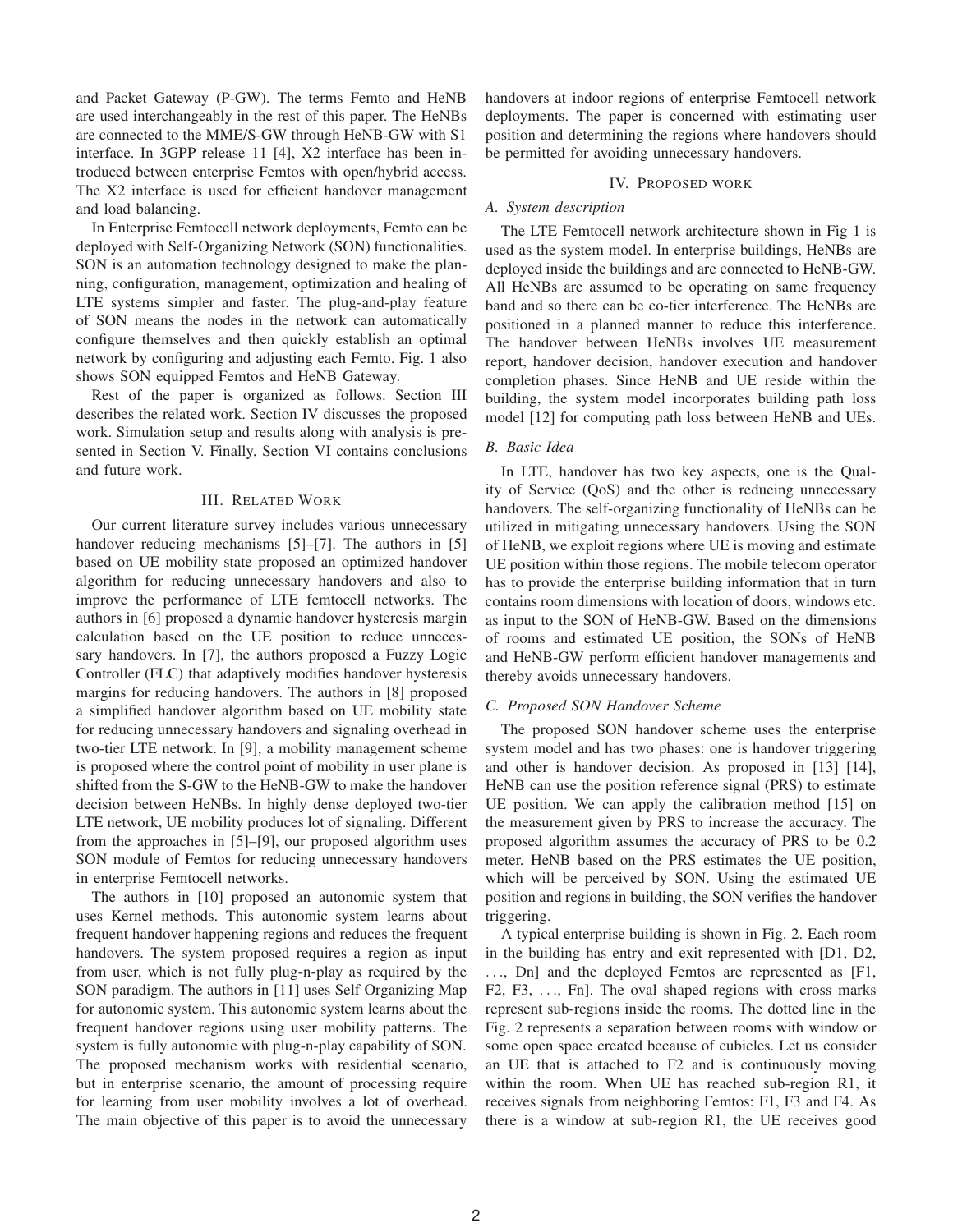and Packet Gateway (P-GW). The terms Femto and HeNB are used interchangeably in the rest of this paper. The HeNBs are connected to the MME/S-GW through HeNB-GW with S1 interface. In 3GPP release 11 [4], X2 interface has been introduced between enterprise Femtos with open/hybrid access. The X2 interface is used for efficient handover management and load balancing.

In Enterprise Femtocell network deployments, Femto can be deployed with Self-Organizing Network (SON) functionalities. SON is an automation technology designed to make the planning, configuration, management, optimization and healing of LTE systems simpler and faster. The plug-and-play feature of SON means the nodes in the network can automatically configure themselves and then quickly establish an optimal network by configuring and adjusting each Femto. Fig. 1 also shows SON equipped Femtos and HeNB Gateway.

Rest of the paper is organized as follows. Section III describes the related work. Section IV discusses the proposed work. Simulation setup and results along with analysis is presented in Section V. Finally, Section VI contains conclusions and future work.

## III. Related Work

Our current literature survey includes various unnecessary handover reducing mechanisms [5]–[7]. The authors in [5] based on UE mobility state proposed an optimized handover algorithm for reducing unnecessary handovers and also to improve the performance of LTE femtocell networks. The authors in [6] proposed a dynamic handover hysteresis margin calculation based on the UE position to reduce unnecessary handovers. In [7], the authors proposed a Fuzzy Logic Controller (FLC) that adaptively modifies handover hysteresis margins for reducing handovers. The authors in [8] proposed a simplified handover algorithm based on UE mobility state for reducing unnecessary handovers and signaling overhead in two-tier LTE network. In [9], a mobility management scheme is proposed where the control point of mobility in user plane is shifted from the S-GW to the HeNB-GW to make the handover decision between HeNBs. In highly dense deployed two-tier LTE network, UE mobility produces lot of signaling. Different from the approaches in [5]–[9], our proposed algorithm uses SON module of Femtos for reducing unnecessary handovers in enterprise Femtocell networks.

The authors in [10] proposed an autonomic system that uses Kernel methods. This autonomic system learns about frequent handover happening regions and reduces the frequent handovers. The system proposed requires a region as input from user, which is not fully plug-n-play as required by the SON paradigm. The authors in [11] uses Self Organizing Map for autonomic system. This autonomic system learns about the frequent handover regions using user mobility patterns. The system is fully autonomic with plug-n-play capability of SON. The proposed mechanism works with residential scenario, but in enterprise scenario, the amount of processing require for learning from user mobility involves a lot of overhead. The main objective of this paper is to avoid the unnecessary handovers at indoor regions of enterprise Femtocell network deployments. The paper is concerned with estimating user position and determining the regions where handovers should be permitted for avoiding unnecessary handovers.

## IV. Proposed work

### A. System description

The LTE Femtocell network architecture shown in Fig 1 is used as the system model. In enterprise buildings, HeNBs are deployed inside the buildings and are connected to HeNB-GW. All HeNBs are assumed to be operating on same frequency band and so there can be co-tier interference. The HeNBs are positioned in a planned manner to reduce this interference. The handover between HeNBs involves UE measurement report, handover decision, handover execution and handover completion phases. Since HeNB and UE reside within the building, the system model incorporates building path loss model [12] for computing path loss between HeNB and UEs.

### B. Basic Idea

In LTE, handover has two key aspects, one is the Quality of Service (QoS) and the other is reducing unnecessary handovers. The self-organizing functionality of HeNBs can be utilized in mitigating unnecessary handovers. Using the SON of HeNB, we exploit regions where UE is moving and estimate UE position within those regions. The mobile telecom operator has to provide the enterprise building information that in turn contains room dimensions with location of doors, windows etc. as input to the SON of HeNB-GW. Based on the dimensions of rooms and estimated UE position, the SONs of HeNB and HeNB-GW perform efficient handover managements and thereby avoids unnecessary handovers.

### C. Proposed SON Handover Scheme

The proposed SON handover scheme uses the enterprise system model and has two phases: one is handover triggering and other is handover decision. As proposed in [13] [14], HeNB can use the position reference signal (PRS) to estimate UE position. We can apply the calibration method [15] on the measurement given by PRS to increase the accuracy. The proposed algorithm assumes the accuracy of PRS to be 0.2 meter. HeNB based on the PRS estimates the UE position, which will be perceived by SON. Using the estimated UE position and regions in building, the SON verifies the handover triggering.

A typical enterprise building is shown in Fig. 2. Each room in the building has entry and exit represented with [D1, D2, . . ., Dn] and the deployed Femtos are represented as [F1, F2, F3, . . ., Fn]. The oval shaped regions with cross marks represent sub-regions inside the rooms. The dotted line in the Fig. 2 represents a separation between rooms with window or some open space created because of cubicles. Let us consider an UE that is attached to F2 and is continuously moving within the room. When UE has reached sub-region R1, it receives signals from neighboring Femtos: F1, F3 and F4. As there is a window at sub-region R1, the UE receives good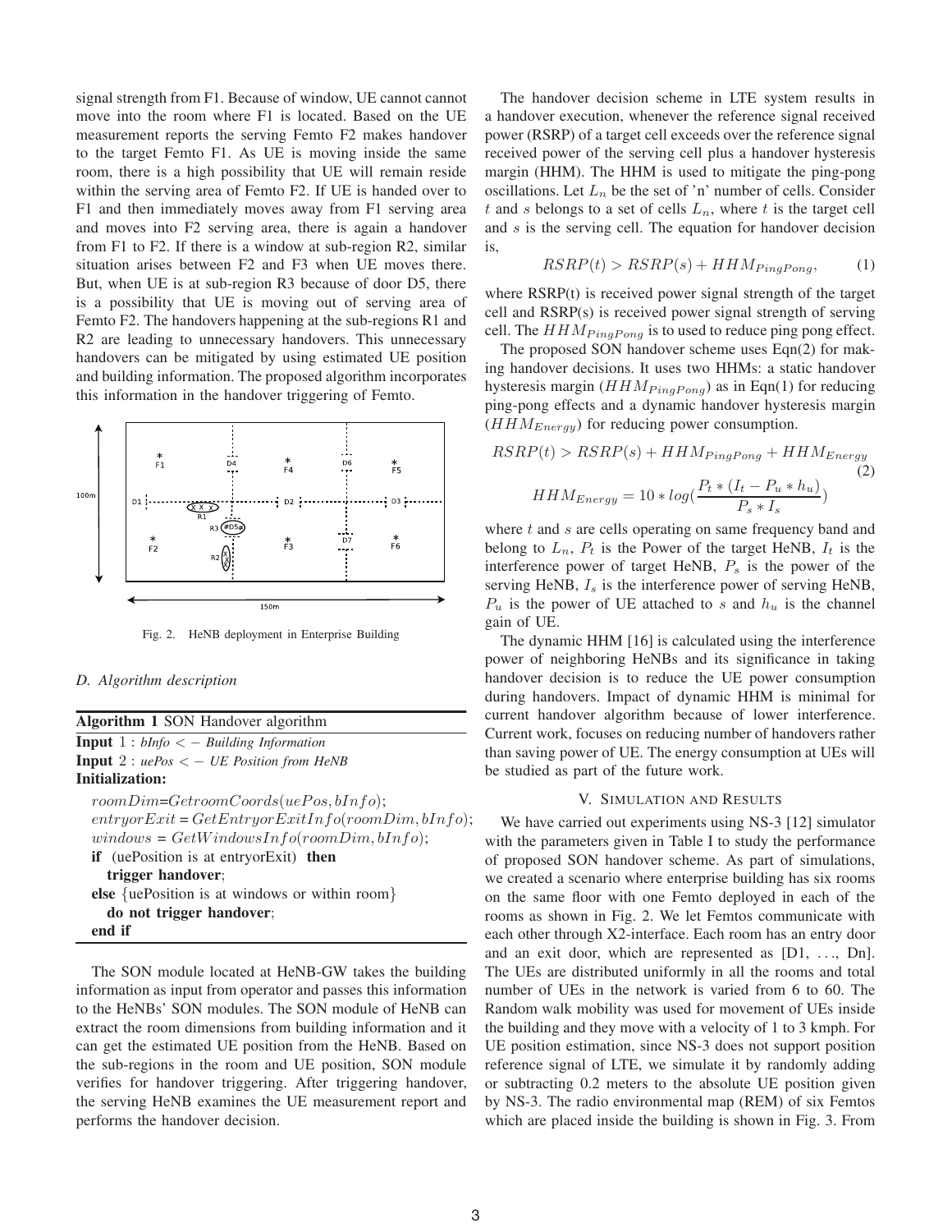signal strength from F1. Because of window, UE cannot cannot move into the room where F1 is located. Based on the UE measurement reports the serving Femto F2 makes handover to the target Femto F1. As UE is moving inside the same room, there is a high possibility that UE will remain reside within the serving area of Femto F2. If UE is handed over to F1 and then immediately moves away from F1 serving area and moves into F2 serving area, there is again a handover from F1 to F2. If there is a window at sub-region R2, similar situation arises between F2 and F3 when UE moves there. But, when UE is at sub-region R3 because of door D5, there is a possibility that UE is moving out of serving area of Femto F2. The handovers happening at the sub-regions R1 and R2 are leading to unnecessary handovers. This unnecessary handovers can be mitigated by using estimated UE position and building information. The proposed algorithm incorporates this information in the handover triggering of Femto.

Fig. 2. HeNB deployment in Enterprise Building

### D. Algorithm description

**Algorithm 1** SON Handover algorithm

**Input** 1 : *bInfo* < − *Building Information*
**Input** 2 : *uePos* < − *UE Position from HeNB*
**Initialization:**

$roomDim$=$GetroomCoords(uePos, bInfo)$;
$entryorExit$ = $GetEntryorExitInfo(roomDim, bInfo)$;
$windows$ = $GetWindowsInfo(roomDim, bInfo)$;
**if** (uePosition is at entryorExit) **then**
  **trigger handover**;
**else** {uePosition is at windows or within room}
  **do not trigger handover**;
**end if**

The SON module located at HeNB-GW takes the building information as input from operator and passes this information to the HeNBs' SON modules. The SON module of HeNB can extract the room dimensions from building information and it can get the estimated UE position from the HeNB. Based on the sub-regions in the room and UE position, SON module verifies for handover triggering. After triggering handover, the serving HeNB examines the UE measurement report and performs the handover decision.

The handover decision scheme in LTE system results in a handover execution, whenever the reference signal received power (RSRP) of a target cell exceeds over the reference signal received power of the serving cell plus a handover hysteresis margin (HHM). The HHM is used to mitigate the ping-pong oscillations. Let $L_n$ be the set of 'n' number of cells. Consider $t$ and $s$ belongs to a set of cells $L_n$, where $t$ is the target cell and $s$ is the serving cell. The equation for handover decision is,

$$RSRP(t) > RSRP(s) + HHM_{PingPong}, \tag{1}$$

where RSRP(t) is received power signal strength of the target cell and RSRP(s) is received power signal strength of serving cell. The $HHM_{PingPong}$ is to used to reduce ping pong effect.

The proposed SON handover scheme uses Eqn(2) for making handover decisions. It uses two HHMs: a static handover hysteresis margin ($HHM_{PingPong}$) as in Eqn(1) for reducing ping-pong effects and a dynamic handover hysteresis margin ($HHM_{Energy}$) for reducing power consumption.

$$RSRP(t) > RSRP(s) + HHM_{PingPong} + HHM_{Energy} \tag{2}$$

$$HHM_{Energy} = 10 * log(\frac{P_t * (I_t - P_u * h_u)}{P_s * I_s})$$

where $t$ and $s$ are cells operating on same frequency band and belong to $L_n$, $P_t$ is the Power of the target HeNB, $I_t$ is the interference power of target HeNB, $P_s$ is the power of the serving HeNB, $I_s$ is the interference power of serving HeNB, $P_u$ is the power of UE attached to $s$ and $h_u$ is the channel gain of UE.

The dynamic HHM [16] is calculated using the interference power of neighboring HeNBs and its significance in taking handover decision is to reduce the UE power consumption during handovers. Impact of dynamic HHM is minimal for current handover algorithm because of lower interference. Current work, focuses on reducing number of handovers rather than saving power of UE. The energy consumption at UEs will be studied as part of the future work.

## V. Simulation and Results

We have carried out experiments using NS-3 [12] simulator with the parameters given in Table I to study the performance of proposed SON handover scheme. As part of simulations, we created a scenario where enterprise building has six rooms on the same floor with one Femto deployed in each of the rooms as shown in Fig. 2. We let Femtos communicate with each other through X2-interface. Each room has an entry door and an exit door, which are represented as [D1, ..., Dn]. The UEs are distributed uniformly in all the rooms and total number of UEs in the network is varied from 6 to 60. The Random walk mobility was used for movement of UEs inside the building and they move with a velocity of 1 to 3 kmph. For UE position estimation, since NS-3 does not support position reference signal of LTE, we simulate it by randomly adding or subtracting 0.2 meters to the absolute UE position given by NS-3. The radio environmental map (REM) of six Femtos which are placed inside the building is shown in Fig. 3. From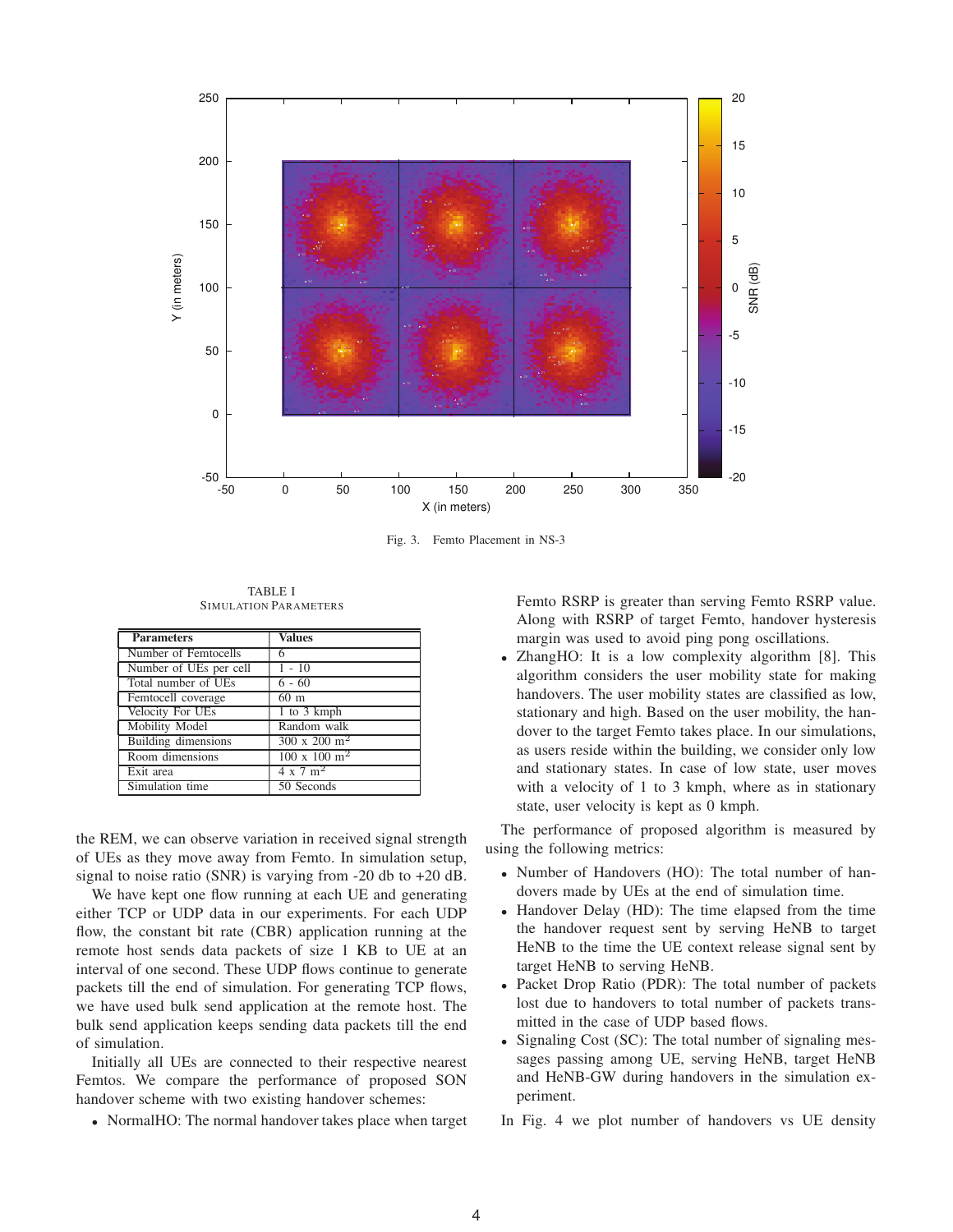Fig. 3. Femto Placement in NS-3

TABLE I
SIMULATION PARAMETERS

| Parameters | Values |
|---|---|
| Number of Femtocells | 6 |
| Number of UEs per cell | 1 - 10 |
| Total number of UEs | 6 - 60 |
| Femtocell coverage | 60 m |
| Velocity For UEs | 1 to 3 kmph |
| Mobility Model | Random walk |
| Building dimensions | 300 x 200 $m^2$ |
| Room dimensions | 100 x 100 $m^2$ |
| Exit area | 4 x 7 $m^2$ |
| Simulation time | 50 Seconds |

the REM, we can observe variation in received signal strength of UEs as they move away from Femto. In simulation setup, signal to noise ratio (SNR) is varying from -20 db to +20 dB.

We have kept one flow running at each UE and generating either TCP or UDP data in our experiments. For each UDP flow, the constant bit rate (CBR) application running at the remote host sends data packets of size 1 KB to UE at an interval of one second. These UDP flows continue to generate packets till the end of simulation. For generating TCP flows, we have used bulk send application at the remote host. The bulk send application keeps sending data packets till the end of simulation.

Initially all UEs are connected to their respective nearest Femtos. We compare the performance of proposed SON handover scheme with two existing handover schemes:

- NormalHO: The normal handover takes place when target Femto RSRP is greater than serving Femto RSRP value. Along with RSRP of target Femto, handover hysteresis margin was used to avoid ping pong oscillations.
- ZhangHO: It is a low complexity algorithm [8]. This algorithm considers the user mobility state for making handovers. The user mobility states are classified as low, stationary and high. Based on the user mobility, the handover to the target Femto takes place. In our simulations, as users reside within the building, we consider only low and stationary states. In case of low state, user moves with a velocity of 1 to 3 kmph, where as in stationary state, user velocity is kept as 0 kmph.

The performance of proposed algorithm is measured by using the following metrics:

- Number of Handovers (HO): The total number of handovers made by UEs at the end of simulation time.
- Handover Delay (HD): The time elapsed from the time the handover request sent by serving HeNB to target HeNB to the time the UE context release signal sent by target HeNB to serving HeNB.
- Packet Drop Ratio (PDR): The total number of packets lost due to handovers to total number of packets transmitted in the case of UDP based flows.
- Signaling Cost (SC): The total number of signaling messages passing among UE, serving HeNB, target HeNB and HeNB-GW during handovers in the simulation experiment.

In Fig. 4 we plot number of handovers vs UE density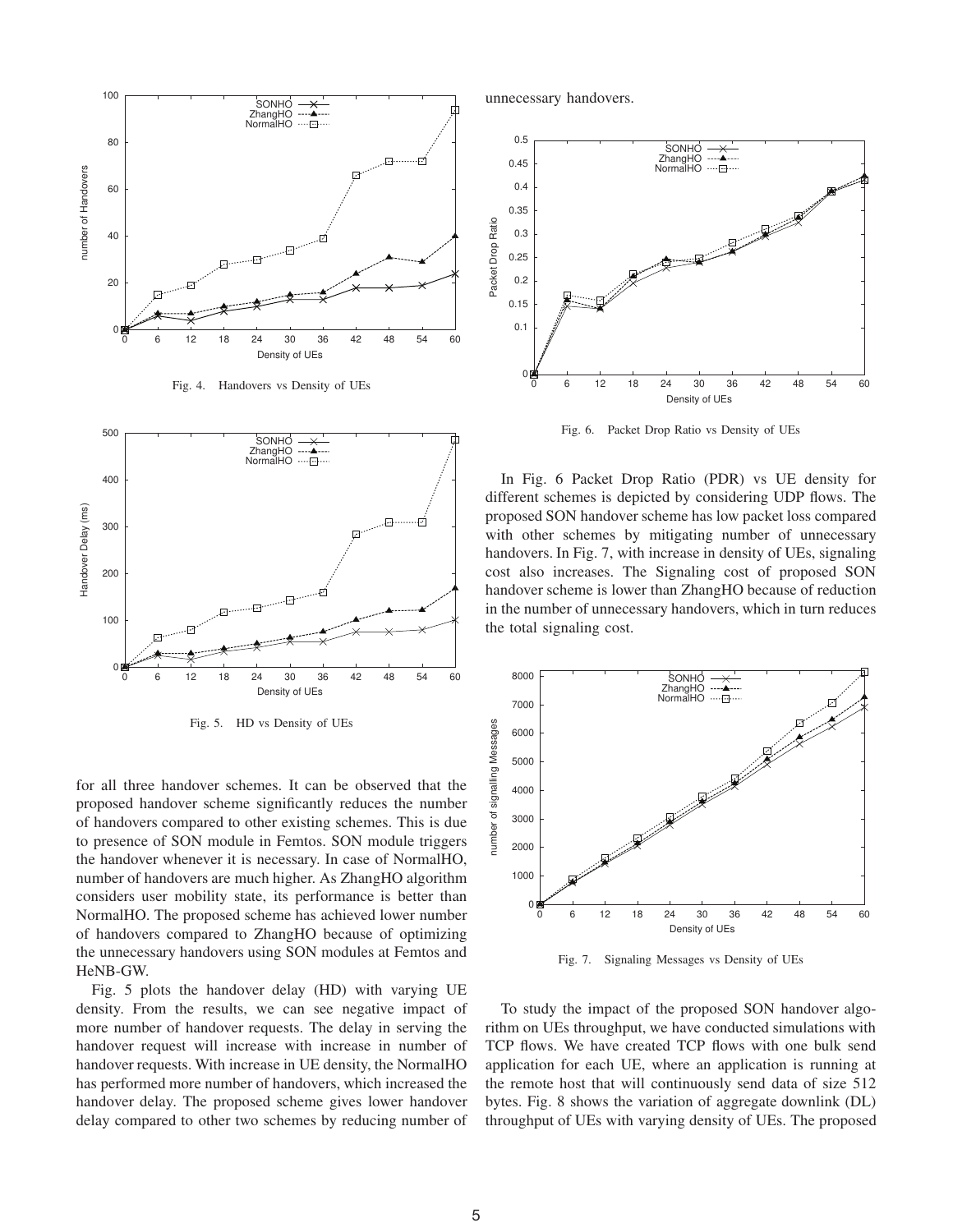Fig. 4. Handovers vs Density of UEs

Fig. 5. HD vs Density of UEs

for all three handover schemes. It can be observed that the proposed handover scheme significantly reduces the number of handovers compared to other existing schemes. This is due to presence of SON module in Femtos. SON module triggers the handover whenever it is necessary. In case of NormalHO, number of handovers are much higher. As ZhangHO algorithm considers user mobility state, its performance is better than NormalHO. The proposed scheme has achieved lower number of handovers compared to ZhangHO because of optimizing the unnecessary handovers using SON modules at Femtos and HeNB-GW.

Fig. 5 plots the handover delay (HD) with varying UE density. From the results, we can see negative impact of more number of handover requests. The delay in serving the handover request will increase with increase in number of handover requests. With increase in UE density, the NormalHO has performed more number of handovers, which increased the handover delay. The proposed scheme gives lower handover delay compared to other two schemes by reducing number of unnecessary handovers.

Fig. 6. Packet Drop Ratio vs Density of UEs

In Fig. 6 Packet Drop Ratio (PDR) vs UE density for different schemes is depicted by considering UDP flows. The proposed SON handover scheme has low packet loss compared with other schemes by mitigating number of unnecessary handovers. In Fig. 7, with increase in density of UEs, signaling cost also increases. The Signaling cost of proposed SON handover scheme is lower than ZhangHO because of reduction in the number of unnecessary handovers, which in turn reduces the total signaling cost.

Fig. 7. Signaling Messages vs Density of UEs

To study the impact of the proposed SON handover algorithm on UEs throughput, we have conducted simulations with TCP flows. We have created TCP flows with one bulk send application for each UE, where an application is running at the remote host that will continuously send data of size 512 bytes. Fig. 8 shows the variation of aggregate downlink (DL) throughput of UEs with varying density of UEs. The proposed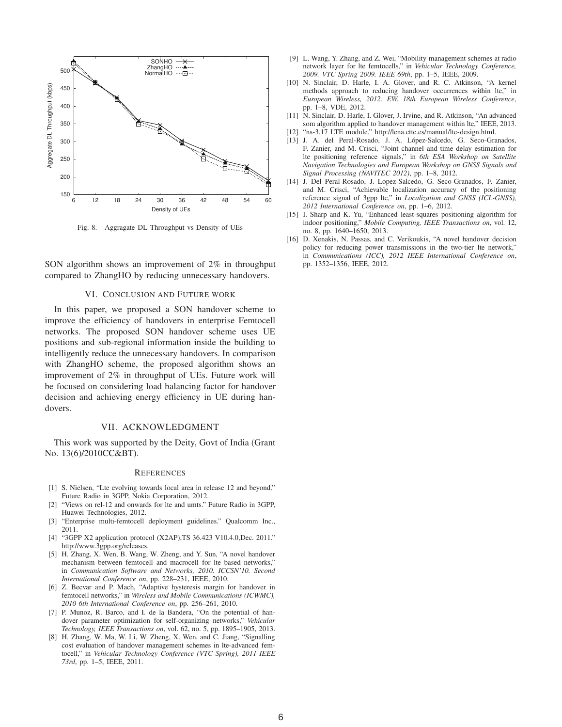SONHO
ZhangHO
NormalHO

Aggregate DL Throughput (kbps)

500
450
400
350
300
250
200
150

6 12 18 24 30 36 42 48 54 60

Density of UEs

Fig. 8. Aggragate DL Throughput vs Density of UEs

SON algorithm shows an improvement of 2% in throughput compared to ZhangHO by reducing unnecessary handovers.

## VI. Conclusion and Future work

In this paper, we proposed a SON handover scheme to improve the efficiency of handovers in enterprise Femtocell networks. The proposed SON handover scheme uses UE positions and sub-regional information inside the building to intelligently reduce the unnecessary handovers. In comparison with ZhangHO scheme, the proposed algorithm shows an improvement of 2% in throughput of UEs. Future work will be focused on considering load balancing factor for handover decision and achieving energy efficiency in UE during handovers.

## VII. Acknowledgment

This work was supported by the Deity, Govt of India (Grant No. 13(6)/2010CC&BT).

## References

[1] S. Nielsen, "Lte evolving towards local area in release 12 and beyond." Future Radio in 3GPP, Nokia Corporation, 2012.

[2] "Views on rel-12 and onwards for lte and umts." Future Radio in 3GPP, Huawei Technologies, 2012.

[3] "Enterprise multi-femtocell deployment guidelines." Qualcomm Inc., 2011.

[4] "3GPP X2 application protocol (X2AP),TS 36.423 V10.4.0,Dec. 2011." http://www.3gpp.org/releases.

[5] H. Zhang, X. Wen, B. Wang, W. Zheng, and Y. Sun, "A novel handover mechanism between femtocell and macrocell for lte based networks," in *Communication Software and Networks, 2010. ICCSN'10. Second International Conference on*, pp. 228–231, IEEE, 2010.

[6] Z. Becvar and P. Mach, "Adaptive hysteresis margin for handover in femtocell networks," in *Wireless and Mobile Communications (ICWMC), 2010 6th International Conference on*, pp. 256–261, 2010.

[7] P. Munoz, R. Barco, and I. de la Bandera, "On the potential of handover parameter optimization for self-organizing networks," *Vehicular Technology, IEEE Transactions on*, vol. 62, no. 5, pp. 1895–1905, 2013.

[8] H. Zhang, W. Ma, W. Li, W. Zheng, X. Wen, and C. Jiang, "Signalling cost evaluation of handover management schemes in lte-advanced femtocell," in *Vehicular Technology Conference (VTC Spring), 2011 IEEE 73rd*, pp. 1–5, IEEE, 2011.

[9] L. Wang, Y. Zhang, and Z. Wei, "Mobility management schemes at radio network layer for lte femtocells," in *Vehicular Technology Conference, 2009. VTC Spring 2009. IEEE 69th*, pp. 1–5, IEEE, 2009.

[10] N. Sinclair, D. Harle, I. A. Glover, and R. C. Atkinson, "A kernel methods approach to reducing handover occurrences within lte," in *European Wireless, 2012. EW. 18th European Wireless Conference*, pp. 1–8, VDE, 2012.

[11] N. Sinclair, D. Harle, I. Glover, J. Irvine, and R. Atkinson, "An advanced som algorithm applied to handover management within lte," IEEE, 2013.

[12] "ns-3.17 LTE module." http://lena.cttc.es/manual/lte-design.html.

[13] J. A. del Peral-Rosado, J. A. López-Salcedo, G. Seco-Granados, F. Zanier, and M. Crisci, "Joint channel and time delay estimation for lte positioning reference signals," in *6th ESA Workshop on Satellite Navigation Technologies and European Workshop on GNSS Signals and Signal Processing (NAVITEC 2012)*, pp. 1–8, 2012.

[14] J. Del Peral-Rosado, J. Lopez-Salcedo, G. Seco-Granados, F. Zanier, and M. Crisci, "Achievable localization accuracy of the positioning reference signal of 3gpp lte," in *Localization and GNSS (ICL-GNSS), 2012 International Conference on*, pp. 1–6, 2012.

[15] I. Sharp and K. Yu, "Enhanced least-squares positioning algorithm for indoor positioning," *Mobile Computing, IEEE Transactions on*, vol. 12, no. 8, pp. 1640–1650, 2013.

[16] D. Xenakis, N. Passas, and C. Verikoukis, "A novel handover decision policy for reducing power transmissions in the two-tier lte network," in *Communications (ICC), 2012 IEEE International Conference on*, pp. 1352–1356, IEEE, 2012.